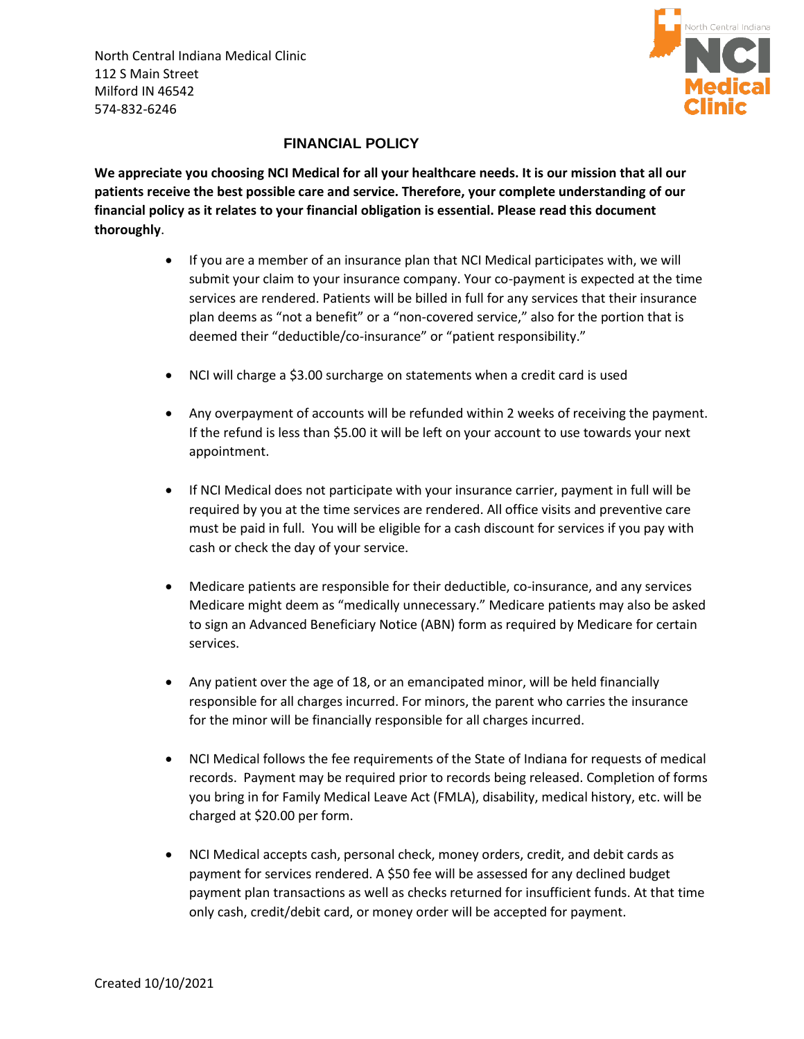North Central Indiana Medical Clinic
112 S Main Street
Milford IN 46542
574-832-6246

# FINANCIAL POLICY

**We appreciate you choosing NCI Medical for all your healthcare needs. It is our mission that all our patients receive the best possible care and service. Therefore, your complete understanding of our financial policy as it relates to your financial obligation is essential. Please read this document thoroughly**.

- If you are a member of an insurance plan that NCI Medical participates with, we will submit your claim to your insurance company. Your co-payment is expected at the time services are rendered. Patients will be billed in full for any services that their insurance plan deems as "not a benefit" or a "non-covered service," also for the portion that is deemed their "deductible/co-insurance" or "patient responsibility."

- NCI will charge a $3.00 surcharge on statements when a credit card is used

- Any overpayment of accounts will be refunded within 2 weeks of receiving the payment. If the refund is less than $5.00 it will be left on your account to use towards your next appointment.

- If NCI Medical does not participate with your insurance carrier, payment in full will be required by you at the time services are rendered. All office visits and preventive care must be paid in full. You will be eligible for a cash discount for services if you pay with cash or check the day of your service.

- Medicare patients are responsible for their deductible, co-insurance, and any services Medicare might deem as "medically unnecessary." Medicare patients may also be asked to sign an Advanced Beneficiary Notice (ABN) form as required by Medicare for certain services.

- Any patient over the age of 18, or an emancipated minor, will be held financially responsible for all charges incurred. For minors, the parent who carries the insurance for the minor will be financially responsible for all charges incurred.

- NCI Medical follows the fee requirements of the State of Indiana for requests of medical records. Payment may be required prior to records being released. Completion of forms you bring in for Family Medical Leave Act (FMLA), disability, medical history, etc. will be charged at $20.00 per form.

- NCI Medical accepts cash, personal check, money orders, credit, and debit cards as payment for services rendered. A $50 fee will be assessed for any declined budget payment plan transactions as well as checks returned for insufficient funds. At that time only cash, credit/debit card, or money order will be accepted for payment.

Created 10/10/2021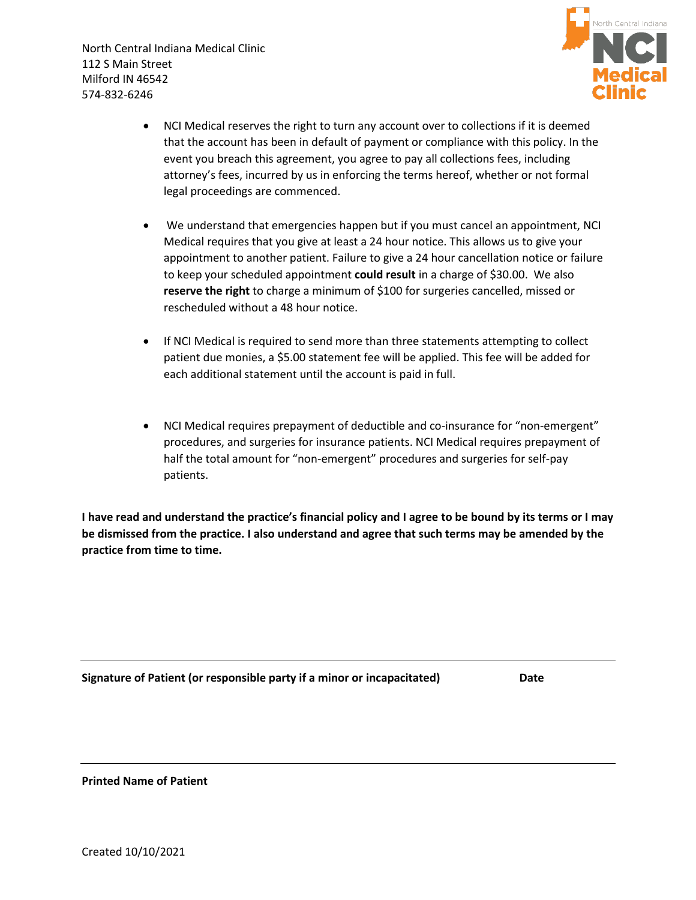North Central Indiana Medical Clinic
112 S Main Street
Milford IN 46542
574-832-6246

- NCI Medical reserves the right to turn any account over to collections if it is deemed that the account has been in default of payment or compliance with this policy. In the event you breach this agreement, you agree to pay all collections fees, including attorney's fees, incurred by us in enforcing the terms hereof, whether or not formal legal proceedings are commenced.

- We understand that emergencies happen but if you must cancel an appointment, NCI Medical requires that you give at least a 24 hour notice. This allows us to give your appointment to another patient. Failure to give a 24 hour cancellation notice or failure to keep your scheduled appointment **could result** in a charge of $30.00. We also **reserve the right** to charge a minimum of $100 for surgeries cancelled, missed or rescheduled without a 48 hour notice.

- If NCI Medical is required to send more than three statements attempting to collect patient due monies, a $5.00 statement fee will be applied. This fee will be added for each additional statement until the account is paid in full.

- NCI Medical requires prepayment of deductible and co-insurance for "non-emergent" procedures, and surgeries for insurance patients. NCI Medical requires prepayment of half the total amount for "non-emergent" procedures and surgeries for self-pay patients.

**I have read and understand the practice's financial policy and I agree to be bound by its terms or I may be dismissed from the practice. I also understand and agree that such terms may be amended by the practice from time to time.**

______________________________________________________________________

**Signature of Patient (or responsible party if a minor or incapacitated)** **Date**

______________________________________________________________________

**Printed Name of Patient**

Created 10/10/2021